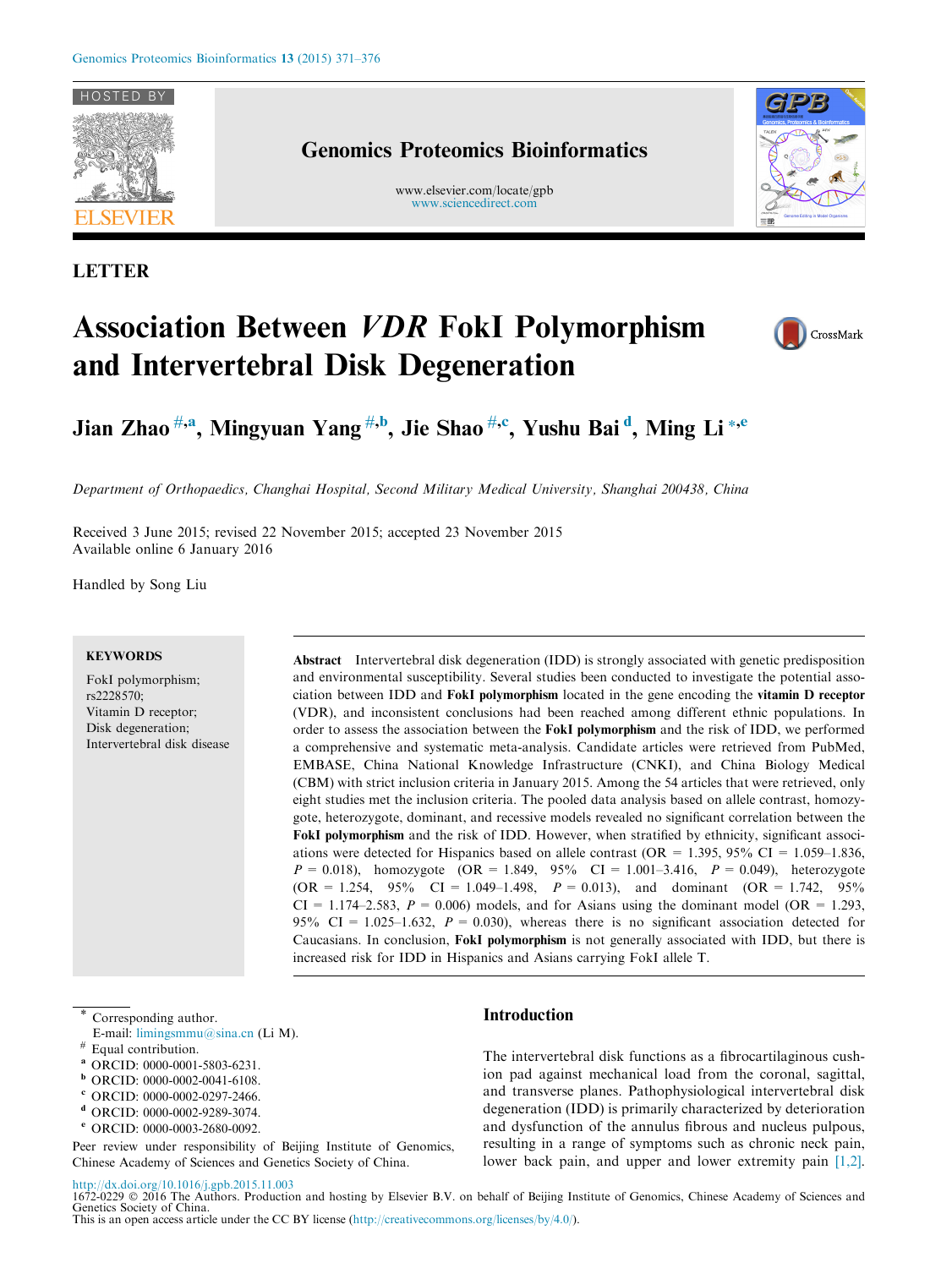LETTER

# Association Between *VDR* FokI Polymorphism and Intervertebral Disk Degeneration

**Jian Zhao [#,a], Mingyuan Yang [#,b], Jie Shao [#,c], Yushu Bai [d], Ming Li [*,e]**

*Department of Orthopaedics, Changhai Hospital, Second Military Medical University, Shanghai 200438, China*

Received 3 June 2015; revised 22 November 2015; accepted 23 November 2015
Available online 6 January 2016

Handled by Song Liu

**KEYWORDS**

FokI polymorphism;
rs2228570;
Vitamin D receptor;
Disk degeneration;
Intervertebral disk disease

**Abstract** Intervertebral disk degeneration (IDD) is strongly associated with genetic predisposition and environmental susceptibility. Several studies been conducted to investigate the potential association between IDD and **FokI polymorphism** located in the gene encoding the **vitamin D receptor** (VDR), and inconsistent conclusions had been reached among different ethnic populations. In order to assess the association between the **FokI polymorphism** and the risk of IDD, we performed a comprehensive and systematic meta-analysis. Candidate articles were retrieved from PubMed, EMBASE, China National Knowledge Infrastructure (CNKI), and China Biology Medical (CBM) with strict inclusion criteria in January 2015. Among the 54 articles that were retrieved, only eight studies met the inclusion criteria. The pooled data analysis based on allele contrast, homozygote, heterozygote, dominant, and recessive models revealed no significant correlation between the **FokI polymorphism** and the risk of IDD. However, when stratified by ethnicity, significant associations were detected for Hispanics based on allele contrast (OR = 1.395, 95% CI = 1.059–1.836, $P = 0.018$), homozygote (OR = 1.849, 95% CI = 1.001–3.416, $P = 0.049$), heterozygote (OR = 1.254, 95% CI = 1.049–1.498, $P = 0.013$), and dominant (OR = 1.742, 95% CI = 1.174–2.583, $P = 0.006$) models, and for Asians using the dominant model (OR = 1.293, 95% CI = 1.025–1.632, $P = 0.030$), whereas there is no significant association detected for Caucasians. In conclusion, **FokI polymorphism** is not generally associated with IDD, but there is increased risk for IDD in Hispanics and Asians carrying FokI allele T.

## Introduction

The intervertebral disk functions as a fibrocartilaginous cushion pad against mechanical load from the coronal, sagittal, and transverse planes. Pathophysiological intervertebral disk degeneration (IDD) is primarily characterized by deterioration and dysfunction of the annulus fibrous and nucleus pulpous, resulting in a range of symptoms such as chronic neck pain, lower back pain, and upper and lower extremity pain [1,2].

[*] Corresponding author.
E-mail: limingsmmu@sina.cn (Li M).
[#] Equal contribution.
[a] ORCID: 0000-0001-5803-6231.
[b] ORCID: 0000-0002-0041-6108.
[c] ORCID: 0000-0002-0297-2466.
[d] ORCID: 0000-0002-9289-3074.
[e] ORCID: 0000-0003-2680-0092.
Peer review under responsibility of Beijing Institute of Genomics, Chinese Academy of Sciences and Genetics Society of China.

http://dx.doi.org/10.1016/j.gpb.2015.11.003
1672-0229 © 2016 The Authors. Production and hosting by Elsevier B.V. on behalf of Beijing Institute of Genomics, Chinese Academy of Sciences and Genetics Society of China.
This is an open access article under the CC BY license (http://creativecommons.org/licenses/by/4.0/).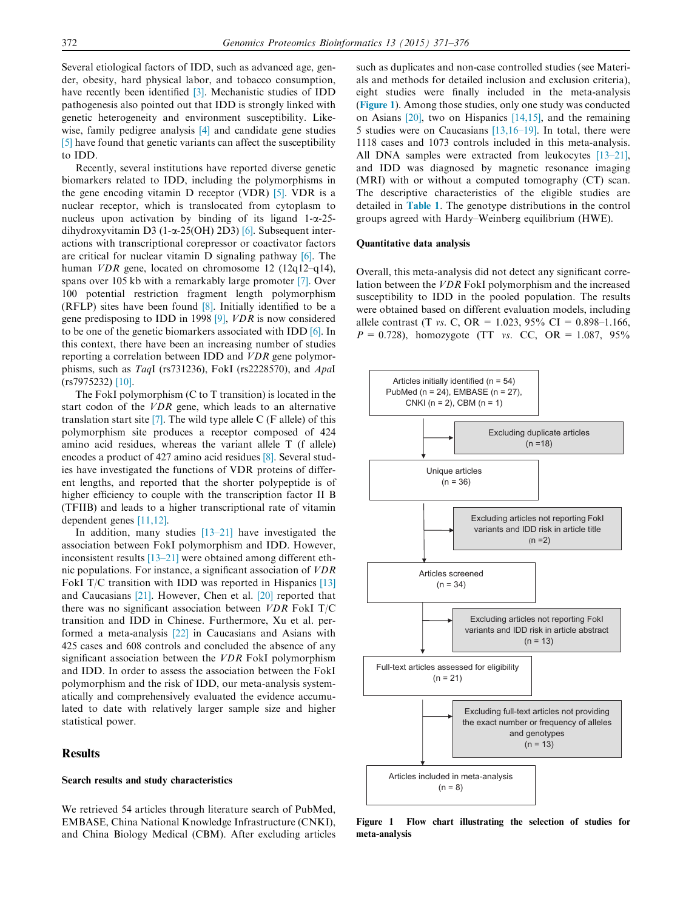Several etiological factors of IDD, such as advanced age, gender, obesity, hard physical labor, and tobacco consumption, have recently been identified [3]. Mechanistic studies of IDD pathogenesis also pointed out that IDD is strongly linked with genetic heterogeneity and environment susceptibility. Likewise, family pedigree analysis [4] and candidate gene studies [5] have found that genetic variants can affect the susceptibility to IDD.

Recently, several institutions have reported diverse genetic biomarkers related to IDD, including the polymorphisms in the gene encoding vitamin D receptor (VDR) [5]. VDR is a nuclear receptor, which is translocated from cytoplasm to nucleus upon activation by binding of its ligand 1-α-25-dihydroxyvitamin D3 (1-α-25(OH) 2D3) [6]. Subsequent interactions with transcriptional corepressor or coactivator factors are critical for nuclear vitamin D signaling pathway [6]. The human *VDR* gene, located on chromosome 12 (12q12–q14), spans over 105 kb with a remarkably large promoter [7]. Over 100 potential restriction fragment length polymorphism (RFLP) sites have been found [8]. Initially identified to be a gene predisposing to IDD in 1998 [9], *VDR* is now considered to be one of the genetic biomarkers associated with IDD [6]. In this context, there have been an increasing number of studies reporting a correlation between IDD and *VDR* gene polymorphisms, such as *Taq*I (rs731236), FokI (rs2228570), and *Apa*I (rs7975232) [10].

The FokI polymorphism (C to T transition) is located in the start codon of the *VDR* gene, which leads to an alternative translation start site [7]. The wild type allele C (F allele) of this polymorphism site produces a receptor composed of 424 amino acid residues, whereas the variant allele T (f allele) encodes a product of 427 amino acid residues [8]. Several studies have investigated the functions of VDR proteins of different lengths, and reported that the shorter polypeptide is of higher efficiency to couple with the transcription factor II B (TFIIB) and leads to a higher transcriptional rate of vitamin dependent genes [11,12].

In addition, many studies [13–21] have investigated the association between FokI polymorphism and IDD. However, inconsistent results [13–21] were obtained among different ethnic populations. For instance, a significant association of *VDR* FokI T/C transition with IDD was reported in Hispanics [13] and Caucasians [21]. However, Chen et al. [20] reported that there was no significant association between *VDR* FokI T/C transition and IDD in Chinese. Furthermore, Xu et al. performed a meta-analysis [22] in Caucasians and Asians with 425 cases and 608 controls and concluded the absence of any significant association between the *VDR* FokI polymorphism and IDD. In order to assess the association between the FokI polymorphism and the risk of IDD, our meta-analysis systematically and comprehensively evaluated the evidence accumulated to date with relatively larger sample size and higher statistical power.

## Results

### Search results and study characteristics

We retrieved 54 articles through literature search of PubMed, EMBASE, China National Knowledge Infrastructure (CNKI), and China Biology Medical (CBM). After excluding articles such as duplicates and non-case controlled studies (see Materials and methods for detailed inclusion and exclusion criteria), eight studies were finally included in the meta-analysis (Figure 1). Among those studies, only one study was conducted on Asians [20], two on Hispanics [14,15], and the remaining 5 studies were on Caucasians [13,16–19]. In total, there were 1118 cases and 1073 controls included in this meta-analysis. All DNA samples were extracted from leukocytes [13–21], and IDD was diagnosed by magnetic resonance imaging (MRI) with or without a computed tomography (CT) scan. The descriptive characteristics of the eligible studies are detailed in Table 1. The genotype distributions in the control groups agreed with Hardy–Weinberg equilibrium (HWE).

### Quantitative data analysis

Overall, this meta-analysis did not detect any significant correlation between the *VDR* FokI polymorphism and the increased susceptibility to IDD in the pooled population. The results were obtained based on different evaluation models, including allele contrast (T *vs.* C, OR = 1.023, 95% CI = 0.898–1.166, $P$ = 0.728), homozygote (TT *vs.* CC, OR = 1.087, 95%

Articles initially identified (n = 54)
PubMed (n = 24), EMBASE (n = 27), CNKI (n = 2), CBM (n = 1)

→ Excluding duplicate articles (n = 18)

Unique articles (n = 36)

→ Excluding articles not reporting FokI variants and IDD risk in article title (n = 2)

Articles screened (n = 34)

→ Excluding articles not reporting FokI variants and IDD risk in article abstract (n = 13)

Full-text articles assessed for eligibility (n = 21)

→ Excluding full-text articles not providing the exact number or frequency of alleles and genotypes (n = 13)

Articles included in meta-analysis (n = 8)

**Figure 1 Flow chart illustrating the selection of studies for meta-analysis**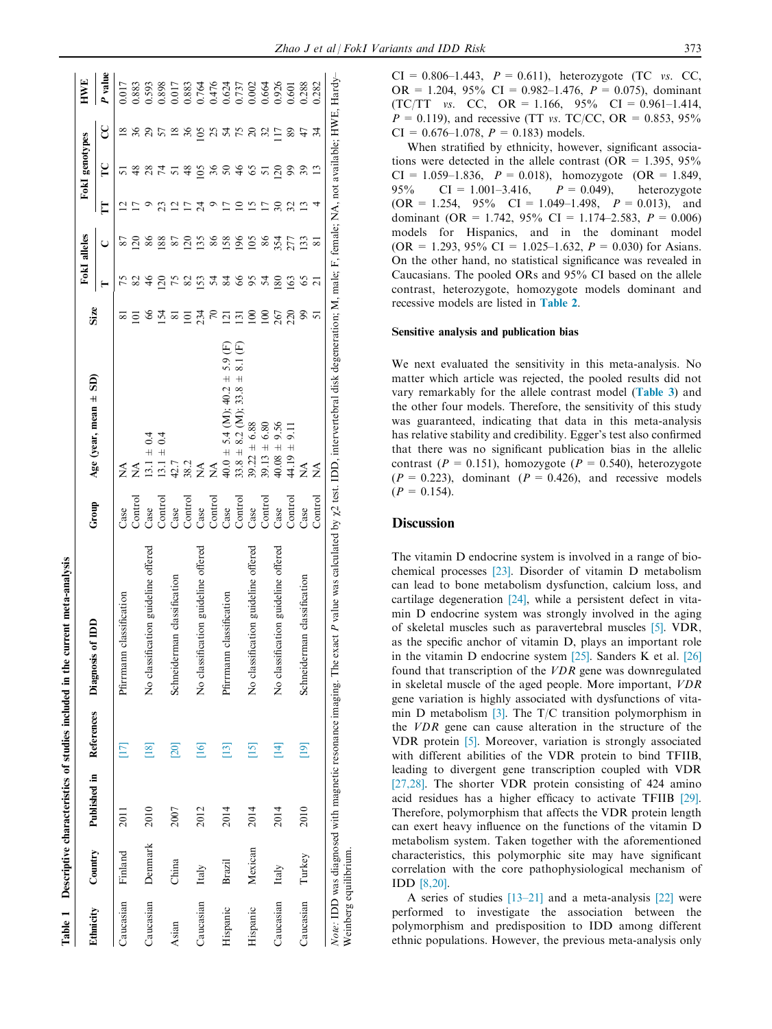**Table 1 Descriptive characteristics of studies included in the current meta-analysis**

| Ethnicity | Country | Published in | References | Diagnosis of IDD | Group | Age (year, mean ± SD) | Size | FokI alleles | | FokI genotypes | | | HWE |
|---|---|---|---|---|---|---|---|---|---|---|---|---|---|
| | | | | | | | | T | C | TT | TC | CC | P value |
| Caucasian | Finland | 2011 | [17] | Pfirrmann classification | Case | NA | 81 | 75 | 87 | 12 | 51 | 18 | 0.017 |
| | | | | | Control | NA | 101 | 82 | 120 | 17 | 48 | 36 | 0.883 |
| Caucasian | Denmark | 2010 | [18] | No classification guideline offered | Case | 13.1 ± 0.4 | 66 | 46 | 86 | 9 | 28 | 29 | 0.593 |
| | | | | | Control | 13.1 ± 0.4 | 154 | 120 | 188 | 23 | 74 | 57 | 0.898 |
| Asian | China | 2007 | [20] | Schneiderman classification | Case | 42.7 | 81 | 75 | 87 | 12 | 51 | 18 | 0.017 |
| | | | | | Control | 38.2 | 101 | 82 | 120 | 17 | 48 | 36 | 0.883 |
| Caucasian | Italy | 2012 | [16] | No classification guideline offered | Case | NA | 234 | 153 | 135 | 24 | 105 | 105 | 0.764 |
| | | | | | Control | NA | 70 | 54 | 86 | 9 | 36 | 25 | 0.476 |
| Hispanic | Brazil | 2014 | [13] | Pfirrmann classification | Case | 40.0 ± 5.4 (M); 40.2 ± 5.9 (F) | 121 | 84 | 158 | 17 | 50 | 54 | 0.624 |
| | | | | | Control | 33.8 ± 8.2 (M); 33.8 ± 8.1 (F) | 131 | 66 | 196 | 10 | 46 | 75 | 0.737 |
| Hispanic | Mexican | 2014 | [15] | No classification guideline offered | Case | 39.22 ± 6.88 | 100 | 95 | 105 | 15 | 65 | 20 | 0.002 |
| | | | | | Control | 39.13 ± 6.80 | 100 | 54 | 86 | 17 | 51 | 32 | 0.664 |
| Caucasian | Italy | 2014 | [14] | No classification guideline offered | Case | 40.08 ± 9.56 | 267 | 180 | 354 | 30 | 120 | 117 | 0.926 |
| | | | | | Control | 44.19 ± 9.11 | 220 | 163 | 277 | 32 | 99 | 89 | 0.601 |
| Caucasian | Turkey | 2010 | [19] | Schneiderman classification | Case | NA | 99 | 65 | 133 | 13 | 39 | 47 | 0.288 |
| | | | | | Control | NA | 51 | 21 | 81 | 4 | 13 | 34 | 0.282 |

*Note*: IDD was diagnosed with magnetic resonance imaging. The exact *P* value was calculated by $\chi^2$ test. IDD, intervertebral disk degeneration; M, male; F, female; NA, not available; HWE, Hardy–Weinberg equilibrium.

CI = 0.806–1.443, *P* = 0.611), heterozygote (TC *vs.* CC, OR = 1.204, 95% CI = 0.982–1.476, *P* = 0.075), dominant (TC/TT *vs.* CC, OR = 1.166, 95% CI = 0.961–1.414, *P* = 0.119), and recessive (TT *vs.* TC/CC, OR = 0.853, 95% CI = 0.676–1.078, *P* = 0.183) models.

When stratified by ethnicity, however, significant associations were detected in the allele contrast (OR = 1.395, 95% CI = 1.059–1.836, *P* = 0.018), homozygote (OR = 1.849, 95% CI = 1.001–3.416, *P* = 0.049), heterozygote (OR = 1.254, 95% CI = 1.049–1.498, *P* = 0.013), and dominant (OR = 1.742, 95% CI = 1.174–2.583, *P* = 0.006) models for Hispanics, and in the dominant model (OR = 1.293, 95% CI = 1.025–1.632, *P* = 0.030) for Asians. On the other hand, no statistical significance was revealed in Caucasians. The pooled ORs and 95% CI based on the allele contrast, heterozygote, homozygote models dominant and recessive models are listed in **Table 2**.

### Sensitive analysis and publication bias

We next evaluated the sensitivity in this meta-analysis. No matter which article was rejected, the pooled results did not vary remarkably for the allele contrast model (**Table 3**) and the other four models. Therefore, the sensitivity of this study was guaranteed, indicating that data in this meta-analysis has relative stability and credibility. Egger's test also confirmed that there was no significant publication bias in the allelic contrast (*P* = 0.151), homozygote (*P* = 0.540), heterozygote (*P* = 0.223), dominant (*P* = 0.426), and recessive models (*P* = 0.154).

## Discussion

The vitamin D endocrine system is involved in a range of biochemical processes [23]. Disorder of vitamin D metabolism can lead to bone metabolism dysfunction, calcium loss, and cartilage degeneration [24], while a persistent defect in vitamin D endocrine system was strongly involved in the aging of skeletal muscles such as paravertebral muscles [5]. VDR, as the specific anchor of vitamin D, plays an important role in the vitamin D endocrine system [25]. Sanders K et al. [26] found that transcription of the *VDR* gene was downregulated in skeletal muscle of the aged people. More important, *VDR* gene variation is highly associated with dysfunctions of vitamin D metabolism [3]. The T/C transition polymorphism in the *VDR* gene can cause alteration in the structure of the VDR protein [5]. Moreover, variation is strongly associated with different abilities of the VDR protein to bind TFIIB, leading to divergent gene transcription coupled with VDR [27,28]. The shorter VDR protein consisting of 424 amino acid residues has a higher efficacy to activate TFIIB [29]. Therefore, polymorphism that affects the VDR protein length can exert heavy influence on the functions of the vitamin D metabolism system. Taken together with the aforementioned characteristics, this polymorphic site may have significant correlation with the core pathophysiological mechanism of IDD [8,20].

A series of studies [13–21] and a meta-analysis [22] were performed to investigate the association between the polymorphism and predisposition to IDD among different ethnic populations. However, the previous meta-analysis only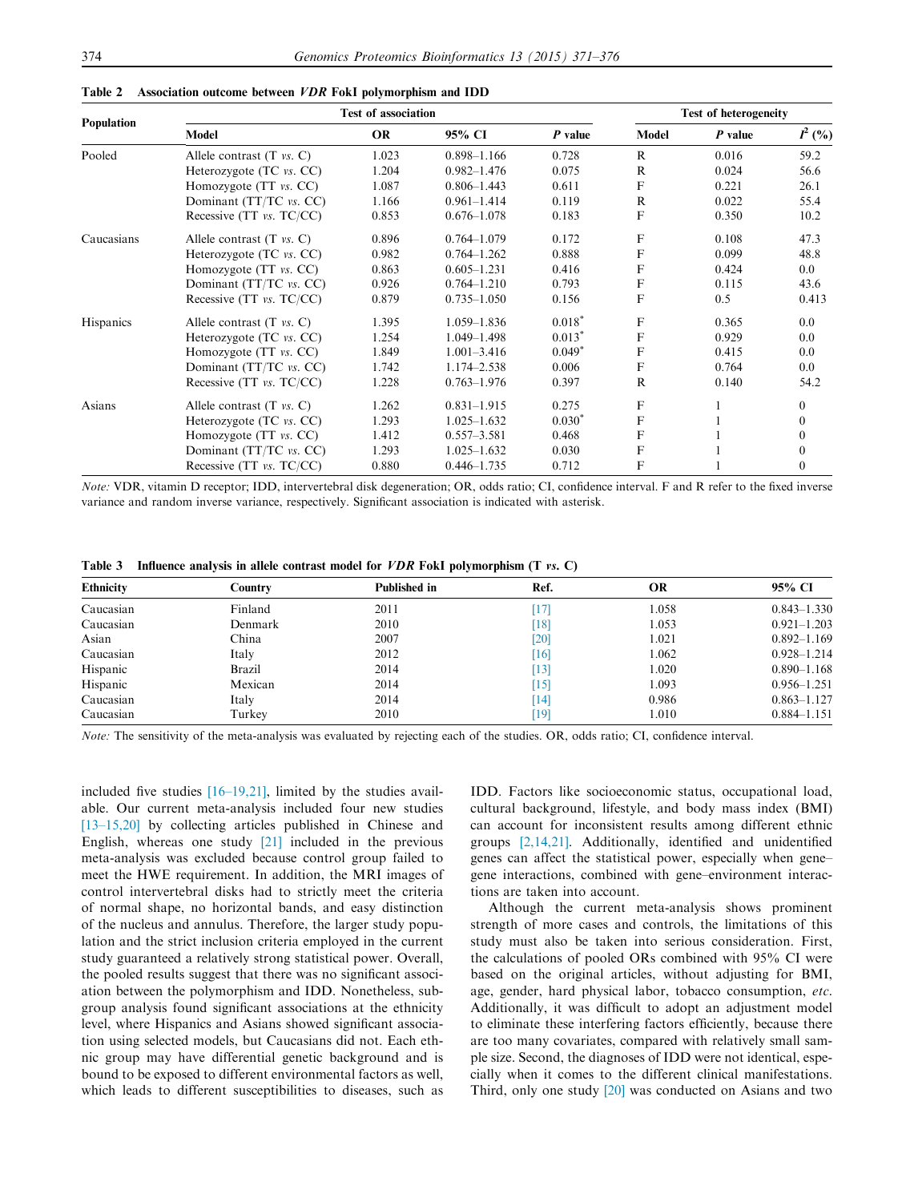**Table 2 Association outcome between *VDR* FokI polymorphism and IDD**

| Population | Test of association | | | | Test of heterogeneity | | |
|---|---|---|---|---|---|---|---|
| | Model | OR | 95% CI | *P* value | Model | *P* value | $I^2$ (%) |
| Pooled | Allele contrast (T *vs.* C) | 1.023 | 0.898–1.166 | 0.728 | R | 0.016 | 59.2 |
| | Heterozygote (TC *vs.* CC) | 1.204 | 0.982–1.476 | 0.075 | R | 0.024 | 56.6 |
| | Homozygote (TT *vs.* CC) | 1.087 | 0.806–1.443 | 0.611 | F | 0.221 | 26.1 |
| | Dominant (TT/TC *vs.* CC) | 1.166 | 0.961–1.414 | 0.119 | R | 0.022 | 55.4 |
| | Recessive (TT *vs.* TC/CC) | 0.853 | 0.676–1.078 | 0.183 | F | 0.350 | 10.2 |
| Caucasians | Allele contrast (T *vs.* C) | 0.896 | 0.764–1.079 | 0.172 | F | 0.108 | 47.3 |
| | Heterozygote (TC *vs.* CC) | 0.982 | 0.764–1.262 | 0.888 | F | 0.099 | 48.8 |
| | Homozygote (TT *vs.* CC) | 0.863 | 0.605–1.231 | 0.416 | F | 0.424 | 0.0 |
| | Dominant (TT/TC *vs.* CC) | 0.926 | 0.764–1.210 | 0.793 | F | 0.115 | 43.6 |
| | Recessive (TT *vs.* TC/CC) | 0.879 | 0.735–1.050 | 0.156 | F | 0.5 | 0.413 |
| Hispanics | Allele contrast (T *vs.* C) | 1.395 | 1.059–1.836 | 0.018* | F | 0.365 | 0.0 |
| | Heterozygote (TC *vs.* CC) | 1.254 | 1.049–1.498 | 0.013* | F | 0.929 | 0.0 |
| | Homozygote (TT *vs.* CC) | 1.849 | 1.001–3.416 | 0.049* | F | 0.415 | 0.0 |
| | Dominant (TT/TC *vs.* CC) | 1.742 | 1.174–2.538 | 0.006 | F | 0.764 | 0.0 |
| | Recessive (TT *vs.* TC/CC) | 1.228 | 0.763–1.976 | 0.397 | R | 0.140 | 54.2 |
| Asians | Allele contrast (T *vs.* C) | 1.262 | 0.831–1.915 | 0.275 | F | 1 | 0 |
| | Heterozygote (TC *vs.* CC) | 1.293 | 1.025–1.632 | 0.030* | F | 1 | 0 |
| | Homozygote (TT *vs.* CC) | 1.412 | 0.557–3.581 | 0.468 | F | 1 | 0 |
| | Dominant (TT/TC *vs.* CC) | 1.293 | 1.025–1.632 | 0.030 | F | 1 | 0 |
| | Recessive (TT *vs.* TC/CC) | 0.880 | 0.446–1.735 | 0.712 | F | 1 | 0 |

*Note:* VDR, vitamin D receptor; IDD, intervertebral disk degeneration; OR, odds ratio; CI, confidence interval. F and R refer to the fixed inverse variance and random inverse variance, respectively. Significant association is indicated with asterisk.

**Table 3 Influence analysis in allele contrast model for *VDR* FokI polymorphism (T *vs.* C)**

| Ethnicity | Country | Published in | Ref. | OR | 95% CI |
|---|---|---|---|---|---|
| Caucasian | Finland | 2011 | [17] | 1.058 | 0.843–1.330 |
| Caucasian | Denmark | 2010 | [18] | 1.053 | 0.921–1.203 |
| Asian | China | 2007 | [20] | 1.021 | 0.892–1.169 |
| Caucasian | Italy | 2012 | [16] | 1.062 | 0.928–1.214 |
| Hispanic | Brazil | 2014 | [13] | 1.020 | 0.890–1.168 |
| Hispanic | Mexican | 2014 | [15] | 1.093 | 0.956–1.251 |
| Caucasian | Italy | 2014 | [14] | 0.986 | 0.863–1.127 |
| Caucasian | Turkey | 2010 | [19] | 1.010 | 0.884–1.151 |

*Note:* The sensitivity of the meta-analysis was evaluated by rejecting each of the studies. OR, odds ratio; CI, confidence interval.

included five studies [16–19,21], limited by the studies available. Our current meta-analysis included four new studies [13–15,20] by collecting articles published in Chinese and English, whereas one study [21] included in the previous meta-analysis was excluded because control group failed to meet the HWE requirement. In addition, the MRI images of control intervertebral disks had to strictly meet the criteria of normal shape, no horizontal bands, and easy distinction of the nucleus and annulus. Therefore, the larger study population and the strict inclusion criteria employed in the current study guaranteed a relatively strong statistical power. Overall, the pooled results suggest that there was no significant association between the polymorphism and IDD. Nonetheless, subgroup analysis found significant associations at the ethnicity level, where Hispanics and Asians showed significant association using selected models, but Caucasians did not. Each ethnic group may have differential genetic background and is bound to be exposed to different environmental factors as well, which leads to different susceptibilities to diseases, such as IDD. Factors like socioeconomic status, occupational load, cultural background, lifestyle, and body mass index (BMI) can account for inconsistent results among different ethnic groups [2,14,21]. Additionally, identified and unidentified genes can affect the statistical power, especially when gene–gene interactions, combined with gene–environment interactions are taken into account.

Although the current meta-analysis shows prominent strength of more cases and controls, the limitations of this study must also be taken into serious consideration. First, the calculations of pooled ORs combined with 95% CI were based on the original articles, without adjusting for BMI, age, gender, hard physical labor, tobacco consumption, *etc.* Additionally, it was difficult to adopt an adjustment model to eliminate these interfering factors efficiently, because there are too many covariates, compared with relatively small sample size. Second, the diagnoses of IDD were not identical, especially when it comes to the different clinical manifestations. Third, only one study [20] was conducted on Asians and two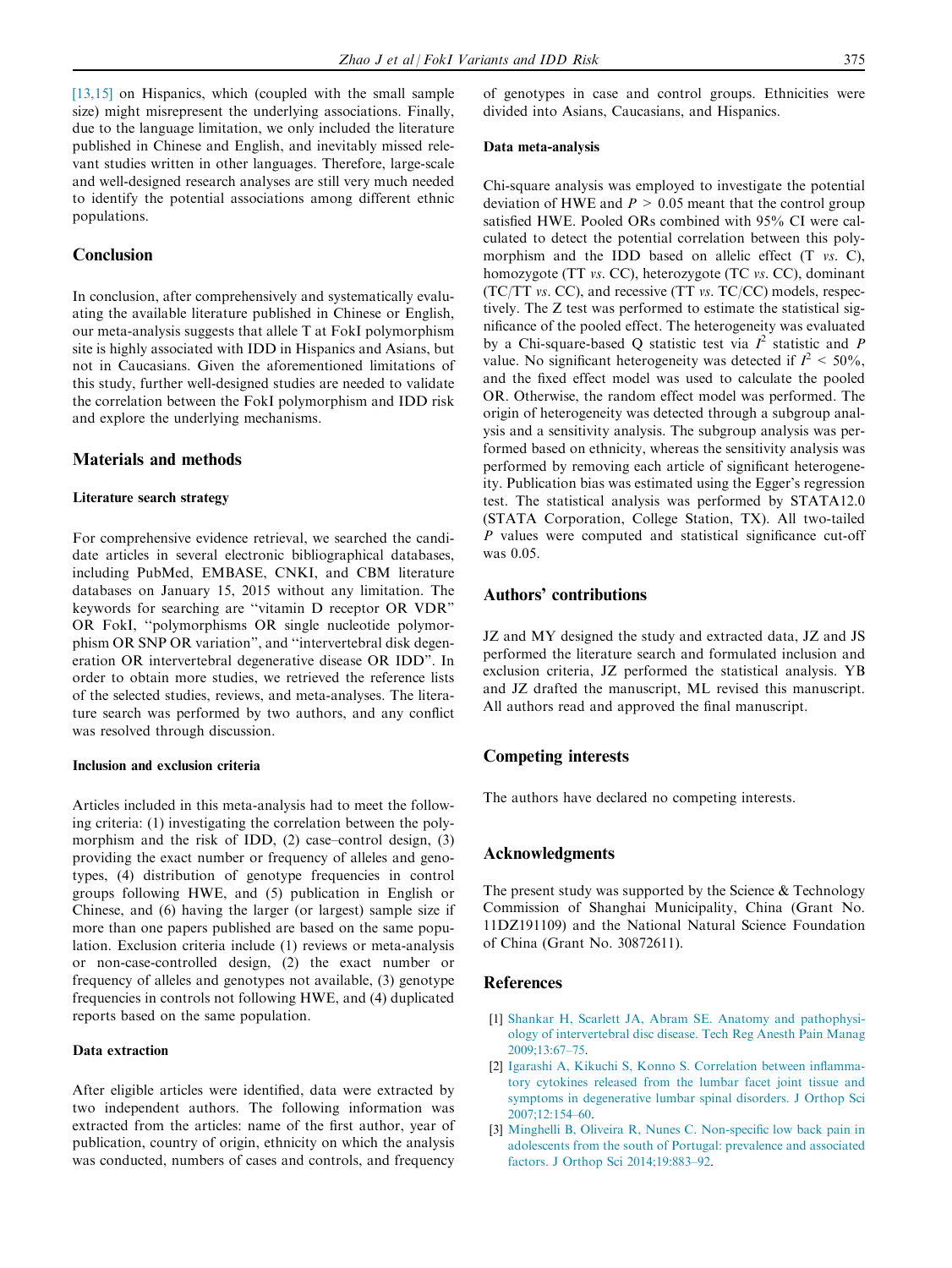[13,15] on Hispanics, which (coupled with the small sample size) might misrepresent the underlying associations. Finally, due to the language limitation, we only included the literature published in Chinese and English, and inevitably missed relevant studies written in other languages. Therefore, large-scale and well-designed research analyses are still very much needed to identify the potential associations among different ethnic populations.

## Conclusion

In conclusion, after comprehensively and systematically evaluating the available literature published in Chinese or English, our meta-analysis suggests that allele T at FokI polymorphism site is highly associated with IDD in Hispanics and Asians, but not in Caucasians. Given the aforementioned limitations of this study, further well-designed studies are needed to validate the correlation between the FokI polymorphism and IDD risk and explore the underlying mechanisms.

## Materials and methods

### Literature search strategy

For comprehensive evidence retrieval, we searched the candidate articles in several electronic bibliographical databases, including PubMed, EMBASE, CNKI, and CBM literature databases on January 15, 2015 without any limitation. The keywords for searching are "vitamin D receptor OR VDR" OR FokI, "polymorphisms OR single nucleotide polymorphism OR SNP OR variation", and "intervertebral disk degeneration OR intervertebral degenerative disease OR IDD". In order to obtain more studies, we retrieved the reference lists of the selected studies, reviews, and meta-analyses. The literature search was performed by two authors, and any conflict was resolved through discussion.

### Inclusion and exclusion criteria

Articles included in this meta-analysis had to meet the following criteria: (1) investigating the correlation between the polymorphism and the risk of IDD, (2) case–control design, (3) providing the exact number or frequency of alleles and genotypes, (4) distribution of genotype frequencies in control groups following HWE, and (5) publication in English or Chinese, and (6) having the larger (or largest) sample size if more than one papers published are based on the same population. Exclusion criteria include (1) reviews or meta-analysis or non-case-controlled design, (2) the exact number or frequency of alleles and genotypes not available, (3) genotype frequencies in controls not following HWE, and (4) duplicated reports based on the same population.

### Data extraction

After eligible articles were identified, data were extracted by two independent authors. The following information was extracted from the articles: name of the first author, year of publication, country of origin, ethnicity on which the analysis was conducted, numbers of cases and controls, and frequency of genotypes in case and control groups. Ethnicities were divided into Asians, Caucasians, and Hispanics.

### Data meta-analysis

Chi-square analysis was employed to investigate the potential deviation of HWE and $P > 0.05$ meant that the control group satisfied HWE. Pooled ORs combined with 95% CI were calculated to detect the potential correlation between this polymorphism and the IDD based on allelic effect (T *vs.* C), homozygote (TT *vs.* CC), heterozygote (TC *vs.* CC), dominant (TC/TT *vs.* CC), and recessive (TT *vs.* TC/CC) models, respectively. The Z test was performed to estimate the statistical significance of the pooled effect. The heterogeneity was evaluated by a Chi-square-based Q statistic test via $I^2$ statistic and $P$ value. No significant heterogeneity was detected if $I^2 < 50\%$, and the fixed effect model was used to calculate the pooled OR. Otherwise, the random effect model was performed. The origin of heterogeneity was detected through a subgroup analysis and a sensitivity analysis. The subgroup analysis was performed based on ethnicity, whereas the sensitivity analysis was performed by removing each article of significant heterogeneity. Publication bias was estimated using the Egger's regression test. The statistical analysis was performed by STATA12.0 (STATA Corporation, College Station, TX). All two-tailed $P$ values were computed and statistical significance cut-off was 0.05.

## Authors' contributions

JZ and MY designed the study and extracted data, JZ and JS performed the literature search and formulated inclusion and exclusion criteria, JZ performed the statistical analysis. YB and JZ drafted the manuscript, ML revised this manuscript. All authors read and approved the final manuscript.

## Competing interests

The authors have declared no competing interests.

## Acknowledgments

The present study was supported by the Science & Technology Commission of Shanghai Municipality, China (Grant No. 11DZ191109) and the National Natural Science Foundation of China (Grant No. 30872611).

## References

[1] Shankar H, Scarlett JA, Abram SE. Anatomy and pathophysiology of intervertebral disc disease. Tech Reg Anesth Pain Manag 2009;13:67–75.

[2] Igarashi A, Kikuchi S, Konno S. Correlation between inflammatory cytokines released from the lumbar facet joint tissue and symptoms in degenerative lumbar spinal disorders. J Orthop Sci 2007;12:154–60.

[3] Minghelli B, Oliveira R, Nunes C. Non-specific low back pain in adolescents from the south of Portugal: prevalence and associated factors. J Orthop Sci 2014;19:883–92.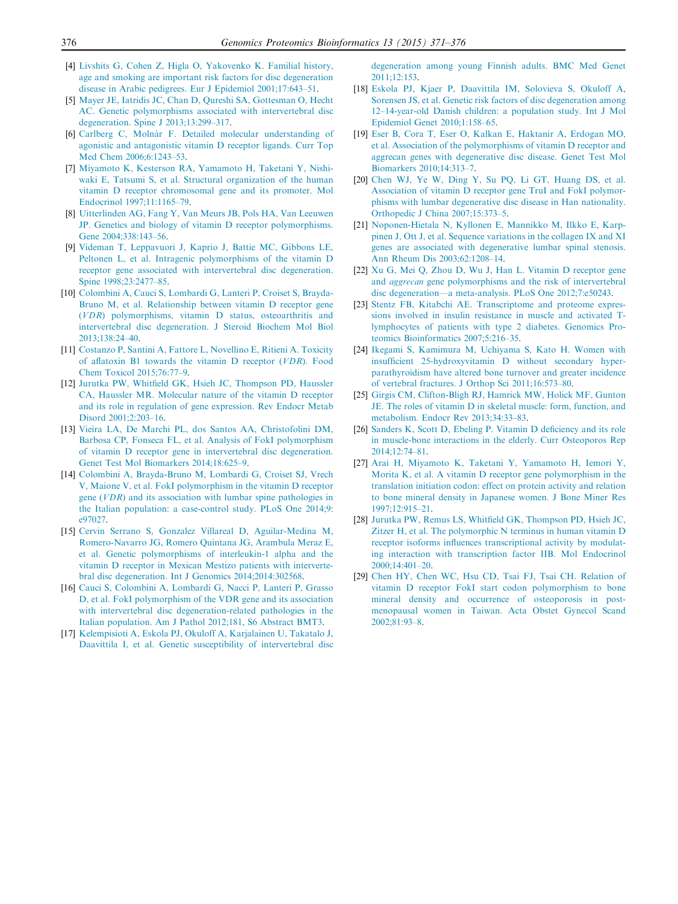[4] Livshits G, Cohen Z, Higla O, Yakovenko K. Familial history, age and smoking are important risk factors for disc degeneration disease in Arabic pedigrees. Eur J Epidemiol 2001;17:643–51.

[5] Mayer JE, Iatridis JC, Chan D, Qureshi SA, Gottesman O, Hecht AC. Genetic polymorphisms associated with intervertebral disc degeneration. Spine J 2013;13:299–317.

[6] Carlberg C, Molnár F. Detailed molecular understanding of agonistic and antagonistic vitamin D receptor ligands. Curr Top Med Chem 2006;6:1243–53.

[7] Miyamoto K, Kesterson RA, Yamamoto H, Taketani Y, Nishiwaki E, Tatsumi S, et al. Structural organization of the human vitamin D receptor chromosomal gene and its promoter. Mol Endocrinol 1997;11:1165–79.

[8] Uitterlinden AG, Fang Y, Van Meurs JB, Pols HA, Van Leeuwen JP. Genetics and biology of vitamin D receptor polymorphisms. Gene 2004;338:143–56.

[9] Videman T, Leppavuori J, Kaprio J, Battie MC, Gibbons LE, Peltonen L, et al. Intragenic polymorphisms of the vitamin D receptor gene associated with intervertebral disc degeneration. Spine 1998;23:2477–85.

[10] Colombini A, Cauci S, Lombardi G, Lanteri P, Croiset S, Brayda-Bruno M, et al. Relationship between vitamin D receptor gene (*VDR*) polymorphisms, vitamin D status, osteoarthritis and intervertebral disc degeneration. J Steroid Biochem Mol Biol 2013;138:24–40.

[11] Costanzo P, Santini A, Fattore L, Novellino E, Ritieni A. Toxicity of aflatoxin B1 towards the vitamin D receptor (*VDR*). Food Chem Toxicol 2015;76:77–9.

[12] Jurutka PW, Whitfield GK, Hsieh JC, Thompson PD, Haussler CA, Haussler MR. Molecular nature of the vitamin D receptor and its role in regulation of gene expression. Rev Endocr Metab Disord 2001;2:203–16.

[13] Vieira LA, De Marchi PL, dos Santos AA, Christofolini DM, Barbosa CP, Fonseca FL, et al. Analysis of FokI polymorphism of vitamin D receptor gene in intervertebral disc degeneration. Genet Test Mol Biomarkers 2014;18:625–9.

[14] Colombini A, Brayda-Bruno M, Lombardi G, Croiset SJ, Vrech V, Maione V, et al. FokI polymorphism in the vitamin D receptor gene (*VDR*) and its association with lumbar spine pathologies in the Italian population: a case-control study. PLoS One 2014;9:e97027.

[15] Cervin Serrano S, Gonzalez Villareal D, Aguilar-Medina M, Romero-Navarro JG, Romero Quintana JG, Arambula Meraz E, et al. Genetic polymorphisms of interleukin-1 alpha and the vitamin D receptor in Mexican Mestizo patients with intervertebral disc degeneration. Int J Genomics 2014;2014:302568.

[16] Cauci S, Colombini A, Lombardi G, Nacci P, Lanteri P, Grasso D, et al. FokI polymorphism of the VDR gene and its association with intervertebral disc degeneration-related pathologies in the Italian population. Am J Pathol 2012;181, S6 Abstract BMT3.

[17] Kelempisioti A, Eskola PJ, Okuloff A, Karjalainen U, Takatalo J, Daavittila I, et al. Genetic susceptibility of intervertebral disc degeneration among young Finnish adults. BMC Med Genet 2011;12:153.

[18] Eskola PJ, Kjaer P, Daavittila IM, Solovieva S, Okuloff A, Sorensen JS, et al. Genetic risk factors of disc degeneration among 12–14-year-old Danish children: a population study. Int J Mol Epidemiol Genet 2010;1:158–65.

[19] Eser B, Cora T, Eser O, Kalkan E, Haktanir A, Erdogan MO, et al. Association of the polymorphisms of vitamin D receptor and aggrecan genes with degenerative disc disease. Genet Test Mol Biomarkers 2010;14:313–7.

[20] Chen WJ, Ye W, Ding Y, Su PQ, Li GT, Huang DS, et al. Association of vitamin D receptor gene TruI and FokI polymorphisms with lumbar degenerative disc disease in Han nationality. Orthopedic J China 2007;15:373–5.

[21] Noponen-Hietala N, Kyllonen E, Mannikko M, Ilkko E, Karppinen J, Ott J, et al. Sequence variations in the collagen IX and XI genes are associated with degenerative lumbar spinal stenosis. Ann Rheum Dis 2003;62:1208–14.

[22] Xu G, Mei Q, Zhou D, Wu J, Han L. Vitamin D receptor gene and *aggrecan* gene polymorphisms and the risk of intervertebral disc degeneration—a meta-analysis. PLoS One 2012;7:e50243.

[23] Stentz FB, Kitabchi AE. Transcriptome and proteome expressions involved in insulin resistance in muscle and activated T-lymphocytes of patients with type 2 diabetes. Genomics Proteomics Bioinformatics 2007;5:216–35.

[24] Ikegami S, Kamimura M, Uchiyama S, Kato H. Women with insufficient 25-hydroxyvitamin D without secondary hyperparathyroidism have altered bone turnover and greater incidence of vertebral fractures. J Orthop Sci 2011;16:573–80.

[25] Girgis CM, Clifton-Bligh RJ, Hamrick MW, Holick MF, Gunton JE. The roles of vitamin D in skeletal muscle: form, function, and metabolism. Endocr Rev 2013;34:33–83.

[26] Sanders K, Scott D, Ebeling P. Vitamin D deficiency and its role in muscle-bone interactions in the elderly. Curr Osteoporos Rep 2014;12:74–81.

[27] Arai H, Miyamoto K, Taketani Y, Yamamoto H, Iemori Y, Morita K, et al. A vitamin D receptor gene polymorphism in the translation initiation codon: effect on protein activity and relation to bone mineral density in Japanese women. J Bone Miner Res 1997;12:915–21.

[28] Jurutka PW, Remus LS, Whitfield GK, Thompson PD, Hsieh JC, Zitzer H, et al. The polymorphic N terminus in human vitamin D receptor isoforms influences transcriptional activity by modulating interaction with transcription factor IIB. Mol Endocrinol 2000;14:401–20.

[29] Chen HY, Chen WC, Hsu CD, Tsai FJ, Tsai CH. Relation of vitamin D receptor FokI start codon polymorphism to bone mineral density and occurrence of osteoporosis in postmenopausal women in Taiwan. Acta Obstet Gynecol Scand 2002;81:93–8.